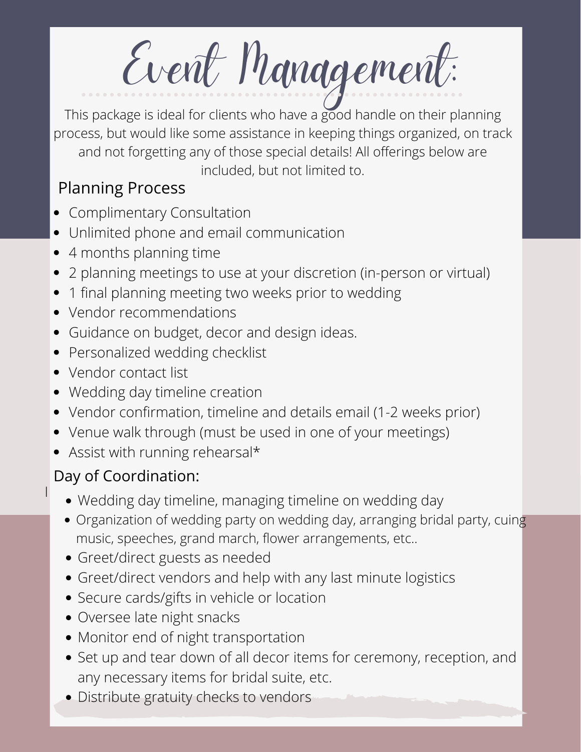# Event Management:

This package is ideal for clients who have a good handle on their planning process, but would like some assistance in keeping things organized, on track and not forgetting any of those special details! All offerings below are included, but not limited to.

## Planning Process

- Complimentary Consultation
- Unlimited phone and email communication
- 4 months planning time
- 2 planning meetings to use at your discretion (in-person or virtual)
- 1 final planning meeting two weeks prior to wedding
- Vendor recommendations
- Guidance on budget, decor and design ideas.
- Personalized wedding checklist
- Vendor contact list
- Wedding day timeline creation
- Vendor confirmation, timeline and details email (1-2 weeks prior)
- Venue walk through (must be used in one of your meetings)
- Assist with running rehearsal*

## Day of Coordination:

- Wedding day timeline, managing timeline on wedding day
- Organization of wedding party on wedding day, arranging bridal party, cuing music, speeches, grand march, flower arrangements, etc..
- Greet/direct guests as needed
- Greet/direct vendors and help with any last minute logistics
- Secure cards/gifts in vehicle or location
- Oversee late night snacks
- Monitor end of night transportation
- Set up and tear down of all decor items for ceremony, reception, and any necessary items for bridal suite, etc.
- Distribute gratuity checks to vendors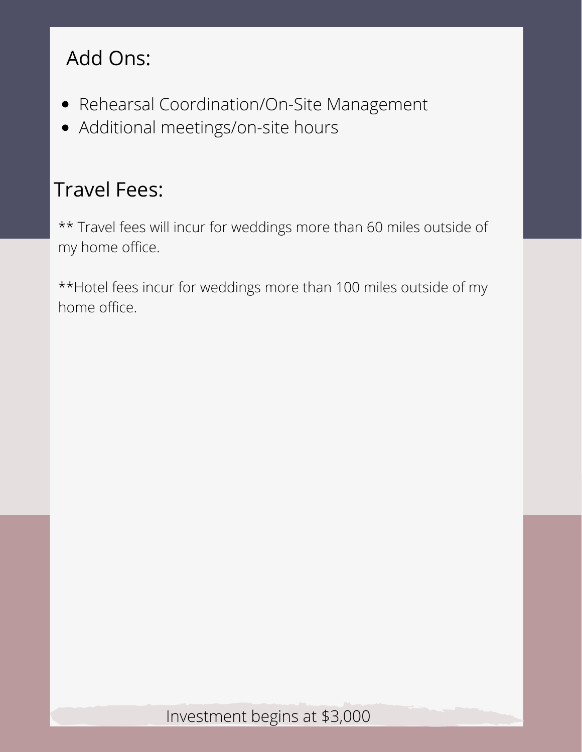## Add Ons:

- Rehearsal Coordination/On-Site Management
- Additional meetings/on-site hours

## Travel Fees:

** Travel fees will incur for weddings more than 60 miles outside of my home office.

**Hotel fees incur for weddings more than 100 miles outside of my home office.

Investment begins at $3,000